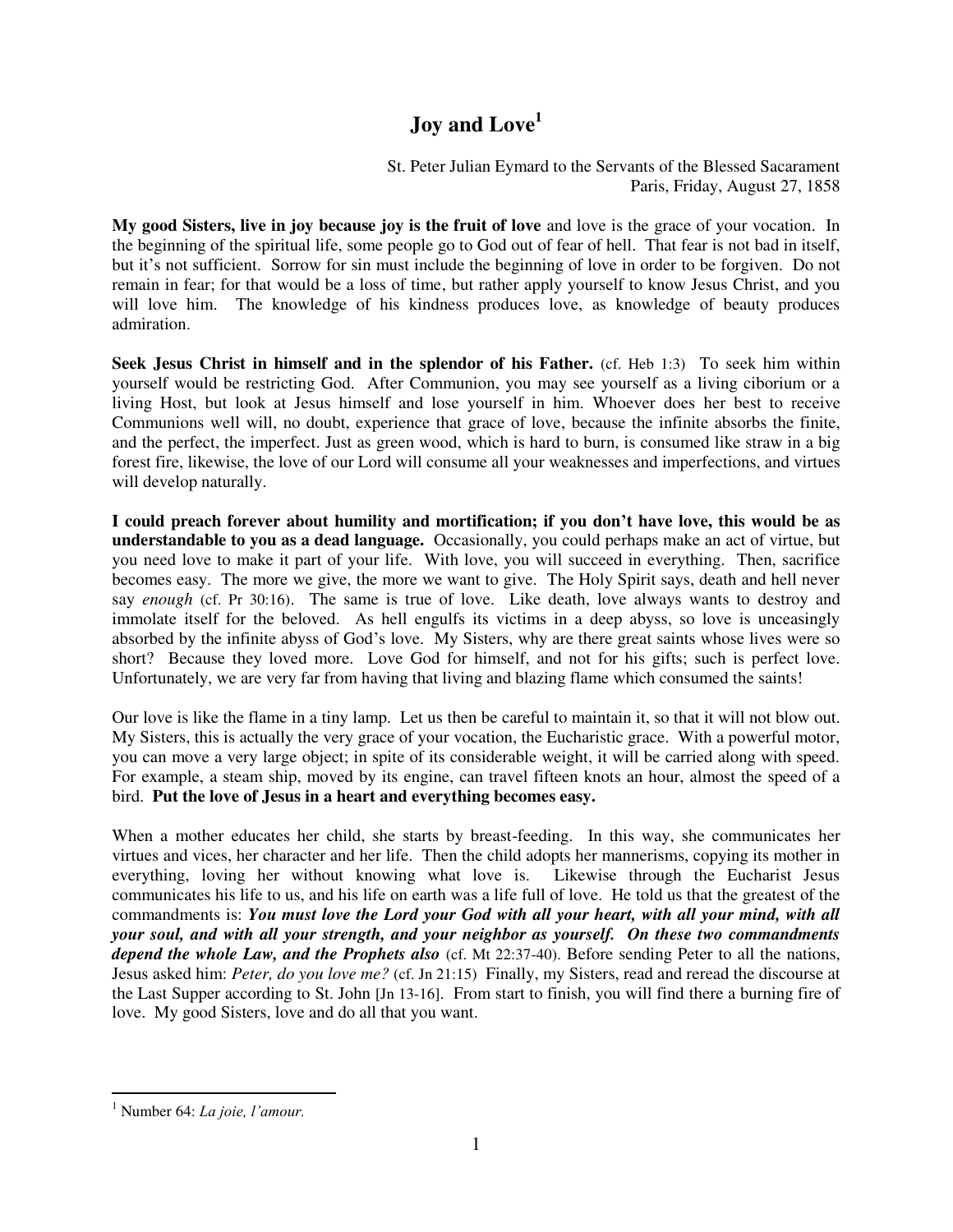# Joy and Love[1]

St. Peter Julian Eymard to the Servants of the Blessed Sacarament
Paris, Friday, August 27, 1858

**My good Sisters, live in joy because joy is the fruit of love** and love is the grace of your vocation. In the beginning of the spiritual life, some people go to God out of fear of hell. That fear is not bad in itself, but it's not sufficient. Sorrow for sin must include the beginning of love in order to be forgiven. Do not remain in fear; for that would be a loss of time, but rather apply yourself to know Jesus Christ, and you will love him. The knowledge of his kindness produces love, as knowledge of beauty produces admiration.

**Seek Jesus Christ in himself and in the splendor of his Father.** (cf. Heb 1:3) To seek him within yourself would be restricting God. After Communion, you may see yourself as a living ciborium or a living Host, but look at Jesus himself and lose yourself in him. Whoever does her best to receive Communions well will, no doubt, experience that grace of love, because the infinite absorbs the finite, and the perfect, the imperfect. Just as green wood, which is hard to burn, is consumed like straw in a big forest fire, likewise, the love of our Lord will consume all your weaknesses and imperfections, and virtues will develop naturally.

**I could preach forever about humility and mortification; if you don't have love, this would be as understandable to you as a dead language.** Occasionally, you could perhaps make an act of virtue, but you need love to make it part of your life. With love, you will succeed in everything. Then, sacrifice becomes easy. The more we give, the more we want to give. The Holy Spirit says, death and hell never say *enough* (cf. Pr 30:16). The same is true of love. Like death, love always wants to destroy and immolate itself for the beloved. As hell engulfs its victims in a deep abyss, so love is unceasingly absorbed by the infinite abyss of God's love. My Sisters, why are there great saints whose lives were so short? Because they loved more. Love God for himself, and not for his gifts; such is perfect love. Unfortunately, we are very far from having that living and blazing flame which consumed the saints!

Our love is like the flame in a tiny lamp. Let us then be careful to maintain it, so that it will not blow out. My Sisters, this is actually the very grace of your vocation, the Eucharistic grace. With a powerful motor, you can move a very large object; in spite of its considerable weight, it will be carried along with speed. For example, a steam ship, moved by its engine, can travel fifteen knots an hour, almost the speed of a bird. **Put the love of Jesus in a heart and everything becomes easy.**

When a mother educates her child, she starts by breast-feeding. In this way, she communicates her virtues and vices, her character and her life. Then the child adopts her mannerisms, copying its mother in everything, loving her without knowing what love is. Likewise through the Eucharist Jesus communicates his life to us, and his life on earth was a life full of love. He told us that the greatest of the commandments is: ***You must love the Lord your God with all your heart, with all your mind, with all your soul, and with all your strength, and your neighbor as yourself. On these two commandments depend the whole Law, and the Prophets also*** (cf. Mt 22:37-40). Before sending Peter to all the nations, Jesus asked him: *Peter, do you love me?* (cf. Jn 21:15) Finally, my Sisters, read and reread the discourse at the Last Supper according to St. John [Jn 13-16]. From start to finish, you will find there a burning fire of love. My good Sisters, love and do all that you want.

---

[1] Number 64: *La joie, l'amour.*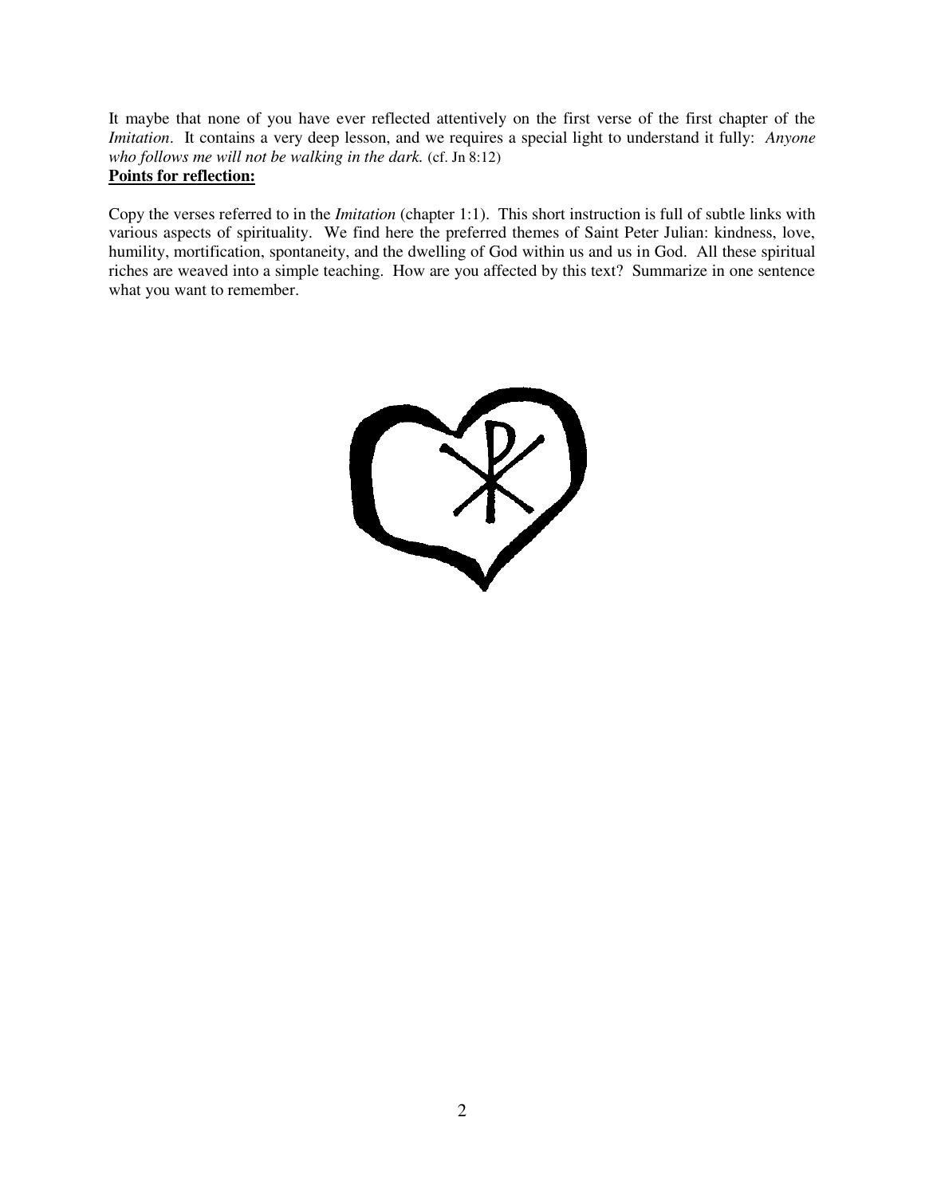It maybe that none of you have ever reflected attentively on the first verse of the first chapter of the *Imitation*. It contains a very deep lesson, and we requires a special light to understand it fully: *Anyone who follows me will not be walking in the dark.* (cf. Jn 8:12)

**Points for reflection:**

Copy the verses referred to in the *Imitation* (chapter 1:1). This short instruction is full of subtle links with various aspects of spirituality. We find here the preferred themes of Saint Peter Julian: kindness, love, humility, mortification, spontaneity, and the dwelling of God within us and us in God. All these spiritual riches are weaved into a simple teaching. How are you affected by this text? Summarize in one sentence what you want to remember.